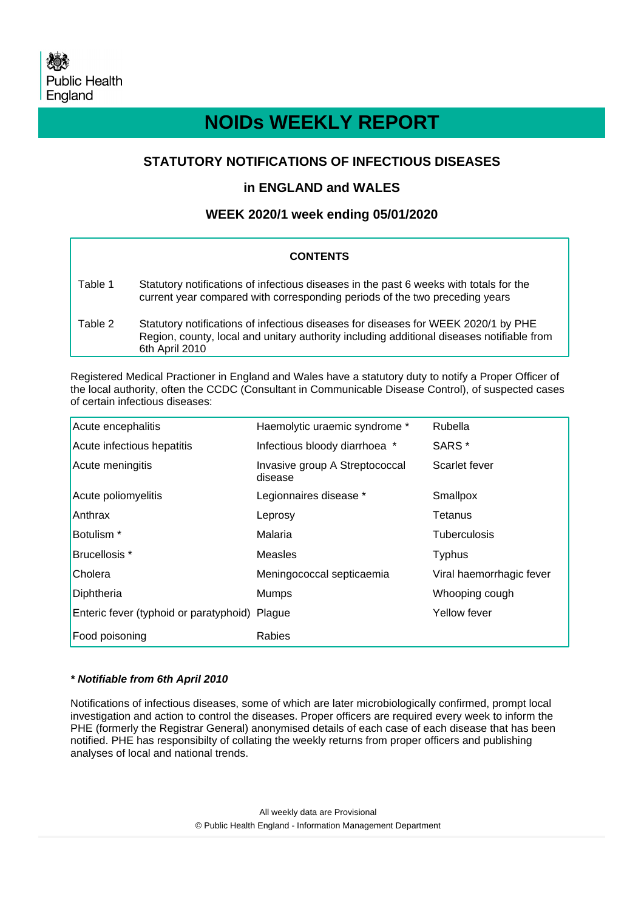Public Health England

# NOIDs WEEKLY REPORT

## STATUTORY NOTIFICATIONS OF INFECTIOUS DISEASES

## in ENGLAND and WALES

## WEEK 2020/1 week ending 05/01/2020

**CONTENTS**

| | |
|---|---|
| Table 1 | Statutory notifications of infectious diseases in the past 6 weeks with totals for the current year compared with corresponding periods of the two preceding years |
| Table 2 | Statutory notifications of infectious diseases for diseases for WEEK 2020/1 by PHE Region, county, local and unitary authority including additional diseases notifiable from 6th April 2010 |

Registered Medical Practioner in England and Wales have a statutory duty to notify a Proper Officer of the local authority, often the CCDC (Consultant in Communicable Disease Control), of suspected cases of certain infectious diseases:

| | | |
|---|---|---|
| Acute encephalitis | Haemolytic uraemic syndrome * | Rubella |
| Acute infectious hepatitis | Infectious bloody diarrhoea * | SARS * |
| Acute meningitis | Invasive group A Streptococcal disease | Scarlet fever |
| Acute poliomyelitis | Legionnaires disease * | Smallpox |
| Anthrax | Leprosy | Tetanus |
| Botulism * | Malaria | Tuberculosis |
| Brucellosis * | Measles | Typhus |
| Cholera | Meningococcal septicaemia | Viral haemorrhagic fever |
| Diphtheria | Mumps | Whooping cough |
| Enteric fever (typhoid or paratyphoid) | Plague | Yellow fever |
| Food poisoning | Rabies | |

***\* Notifiable from 6th April 2010***

Notifications of infectious diseases, some of which are later microbiologically confirmed, prompt local investigation and action to control the diseases. Proper officers are required every week to inform the PHE (formerly the Registrar General) anonymised details of each case of each disease that has been notified. PHE has responsibilty of collating the weekly returns from proper officers and publishing analyses of local and national trends.

All weekly data are Provisional

© Public Health England - Information Management Department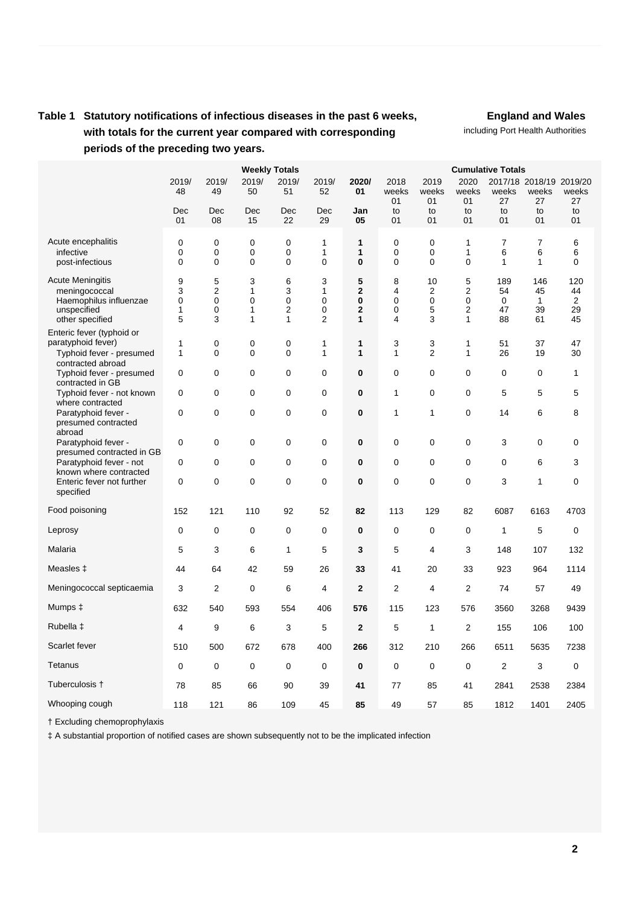**Table 1 Statutory notifications of infectious diseases in the past 6 weeks, with totals for the current year compared with corresponding periods of the preceding two years.**

**England and Wales**
including Port Health Authorities

| | Weekly Totals | | | | | | Cumulative Totals | | | | | |
|---|---|---|---|---|---|---|---|---|---|---|---|---|
| | 2019/ 48 Dec 01 | 2019/ 49 Dec 08 | 2019/ 50 Dec 15 | 2019/ 51 Dec 22 | 2019/ 52 Dec 29 | **2020/ 01 Jan 05** | 2018 weeks 01 to 01 | 2019 weeks 01 to 01 | 2020 weeks 01 to 01 | 2017/18 weeks 27 to 01 | 2018/19 weeks 27 to 01 | 2019/20 weeks 27 to 01 |
| Acute encephalitis | 0 | 0 | 0 | 0 | 1 | **1** | 0 | 0 | 1 | 7 | 7 | 6 |
| infective | 0 | 0 | 0 | 0 | 1 | **1** | 0 | 0 | 1 | 6 | 6 | 6 |
| post-infectious | 0 | 0 | 0 | 0 | 0 | **0** | 0 | 0 | 0 | 1 | 1 | 0 |
| Acute Meningitis | 9 | 5 | 3 | 6 | 3 | **5** | 8 | 10 | 5 | 189 | 146 | 120 |
| meningococcal | 3 | 2 | 1 | 3 | 1 | **2** | 4 | 2 | 2 | 54 | 45 | 44 |
| Haemophilus influenzae | 0 | 0 | 0 | 0 | 0 | **0** | 0 | 0 | 0 | 0 | 1 | 2 |
| unspecified | 1 | 0 | 1 | 2 | 0 | **2** | 0 | 5 | 2 | 47 | 39 | 29 |
| other specified | 5 | 3 | 1 | 1 | 2 | **1** | 4 | 3 | 1 | 88 | 61 | 45 |
| Enteric fever (typhoid or paratyphoid fever) | 1 | 0 | 0 | 0 | 1 | **1** | 3 | 3 | 1 | 51 | 37 | 47 |
| Typhoid fever - presumed contracted abroad | 1 | 0 | 0 | 0 | 1 | **1** | 1 | 2 | 1 | 26 | 19 | 30 |
| Typhoid fever - presumed contracted in GB | 0 | 0 | 0 | 0 | 0 | **0** | 0 | 0 | 0 | 0 | 0 | 1 |
| Typhoid fever - not known where contracted | 0 | 0 | 0 | 0 | 0 | **0** | 1 | 0 | 0 | 5 | 5 | 5 |
| Paratyphoid fever - presumed contracted abroad | 0 | 0 | 0 | 0 | 0 | **0** | 1 | 1 | 0 | 14 | 6 | 8 |
| Paratyphoid fever - presumed contracted in GB | 0 | 0 | 0 | 0 | 0 | **0** | 0 | 0 | 0 | 3 | 0 | 0 |
| Paratyphoid fever - not known where contracted | 0 | 0 | 0 | 0 | 0 | **0** | 0 | 0 | 0 | 0 | 6 | 3 |
| Enteric fever not further specified | 0 | 0 | 0 | 0 | 0 | **0** | 0 | 0 | 0 | 3 | 1 | 0 |
| Food poisoning | 152 | 121 | 110 | 92 | 52 | **82** | 113 | 129 | 82 | 6087 | 6163 | 4703 |
| Leprosy | 0 | 0 | 0 | 0 | 0 | **0** | 0 | 0 | 0 | 1 | 5 | 0 |
| Malaria | 5 | 3 | 6 | 1 | 5 | **3** | 5 | 4 | 3 | 148 | 107 | 132 |
| Measles ‡ | 44 | 64 | 42 | 59 | 26 | **33** | 41 | 20 | 33 | 923 | 964 | 1114 |
| Meningococcal septicaemia | 3 | 2 | 0 | 6 | 4 | **2** | 2 | 4 | 2 | 74 | 57 | 49 |
| Mumps ‡ | 632 | 540 | 593 | 554 | 406 | **576** | 115 | 123 | 576 | 3560 | 3268 | 9439 |
| Rubella ‡ | 4 | 9 | 6 | 3 | 5 | **2** | 5 | 1 | 2 | 155 | 106 | 100 |
| Scarlet fever | 510 | 500 | 672 | 678 | 400 | **266** | 312 | 210 | 266 | 6511 | 5635 | 7238 |
| Tetanus | 0 | 0 | 0 | 0 | 0 | **0** | 0 | 0 | 0 | 2 | 3 | 0 |
| Tuberculosis † | 78 | 85 | 66 | 90 | 39 | **41** | 77 | 85 | 41 | 2841 | 2538 | 2384 |
| Whooping cough | 118 | 121 | 86 | 109 | 45 | **85** | 49 | 57 | 85 | 1812 | 1401 | 2405 |

† Excluding chemoprophylaxis

‡ A substantial proportion of notified cases are shown subsequently not to be the implicated infection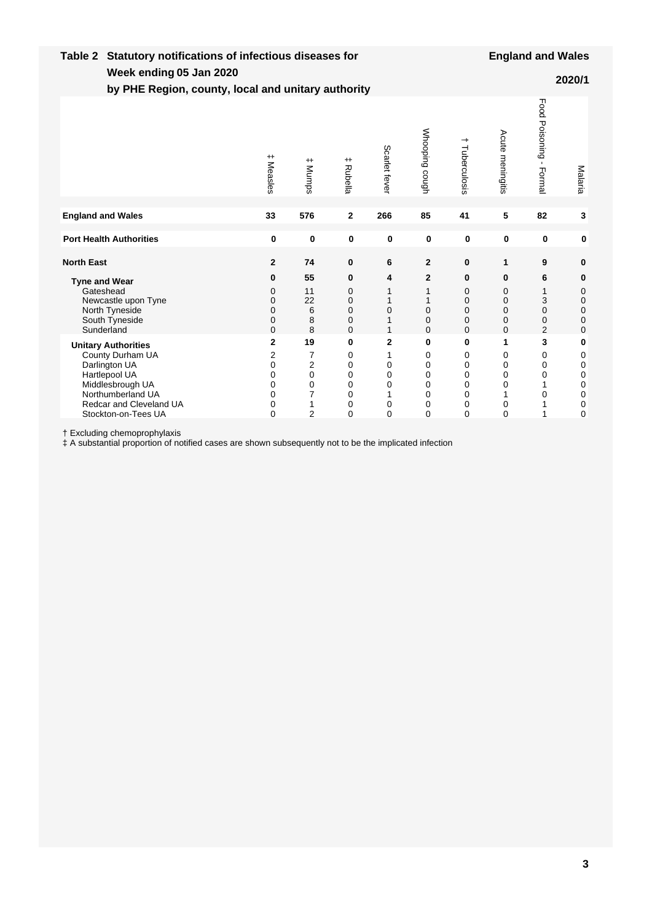## Table 2 Statutory notifications of infectious diseases for Week ending 05 Jan 2020 by PHE Region, county, local and unitary authority

**England and Wales**

**2020/1**

| | ‡ Measles | ‡ Mumps | ‡ Rubella | Scarlet fever | Whooping cough | † Tuberculosis | Acute meningitis | Food Poisoning - Formal | Malaria |
|---|---|---|---|---|---|---|---|---|---|
| **England and Wales** | **33** | **576** | **2** | **266** | **85** | **41** | **5** | **82** | **3** |
| **Port Health Authorities** | **0** | **0** | **0** | **0** | **0** | **0** | **0** | **0** | **0** |
| **North East** | **2** | **74** | **0** | **6** | **2** | **0** | **1** | **9** | **0** |
| **Tyne and Wear** | **0** | **55** | **0** | **4** | **2** | **0** | **0** | **6** | **0** |
| Gateshead | 0 | 11 | 0 | 1 | 1 | 0 | 0 | 1 | 0 |
| Newcastle upon Tyne | 0 | 22 | 0 | 1 | 1 | 0 | 0 | 3 | 0 |
| North Tyneside | 0 | 6 | 0 | 0 | 0 | 0 | 0 | 0 | 0 |
| South Tyneside | 0 | 8 | 0 | 1 | 0 | 0 | 0 | 0 | 0 |
| Sunderland | 0 | 8 | 0 | 1 | 0 | 0 | 0 | 2 | 0 |
| **Unitary Authorities** | **2** | **19** | **0** | **2** | **0** | **0** | **1** | **3** | **0** |
| County Durham UA | 2 | 7 | 0 | 1 | 0 | 0 | 0 | 0 | 0 |
| Darlington UA | 0 | 2 | 0 | 0 | 0 | 0 | 0 | 0 | 0 |
| Hartlepool UA | 0 | 0 | 0 | 0 | 0 | 0 | 0 | 0 | 0 |
| Middlesbrough UA | 0 | 0 | 0 | 0 | 0 | 0 | 0 | 1 | 0 |
| Northumberland UA | 0 | 7 | 0 | 1 | 0 | 0 | 1 | 0 | 0 |
| Redcar and Cleveland UA | 0 | 1 | 0 | 0 | 0 | 0 | 0 | 1 | 0 |
| Stockton-on-Tees UA | 0 | 2 | 0 | 0 | 0 | 0 | 0 | 1 | 0 |

† Excluding chemoprophylaxis
‡ A substantial proportion of notified cases are shown subsequently not to be the implicated infection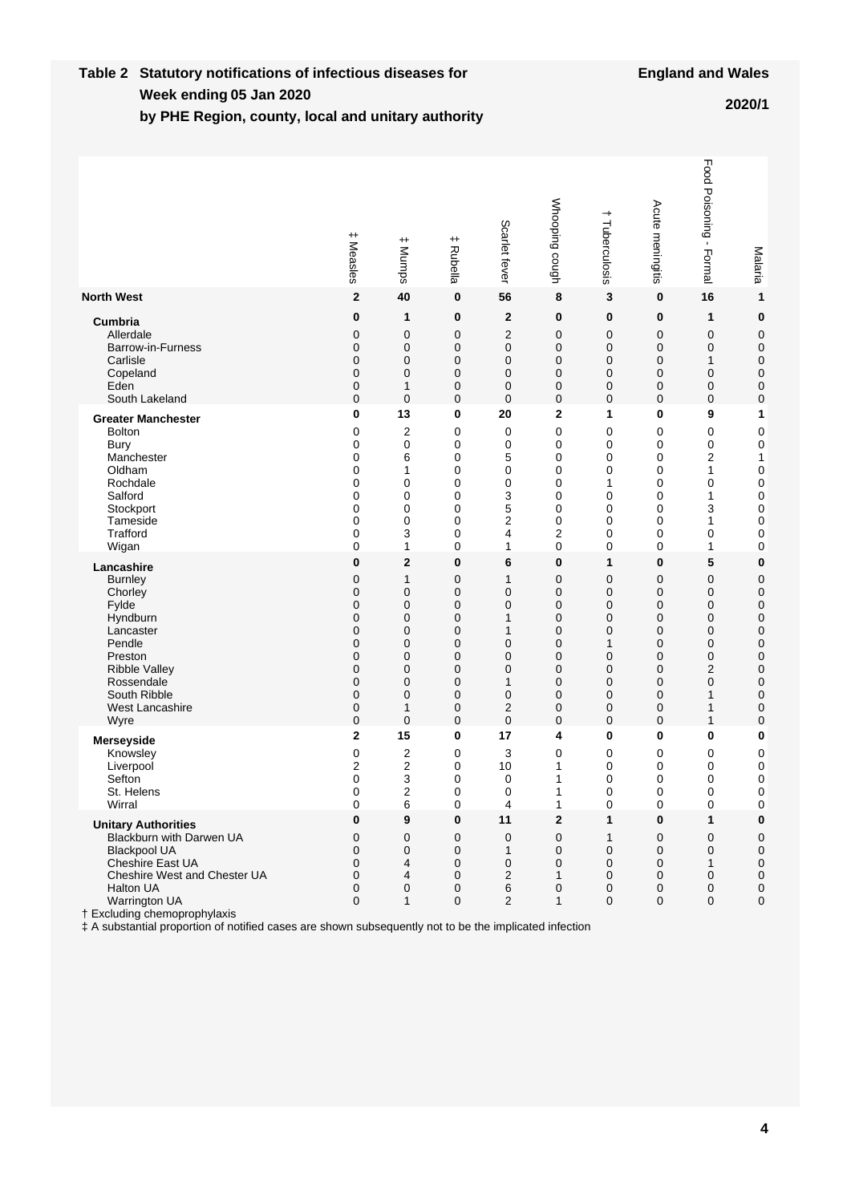## Table 2 Statutory notifications of infectious diseases for Week ending 05 Jan 2020 by PHE Region, county, local and unitary authority

**England and Wales**

**2020/1**

| | ‡ Measles | ‡ Mumps | ‡ Rubella | Scarlet fever | Whooping cough | † Tuberculosis | Acute meningitis | Food Poisoning - Formal | Malaria |
|---|---|---|---|---|---|---|---|---|---|
| **North West** | **2** | **40** | **0** | **56** | **8** | **3** | **0** | **16** | **1** |
| **Cumbria** | **0** | **1** | **0** | **2** | **0** | **0** | **0** | **1** | **0** |
| Allerdale | 0 | 0 | 0 | 2 | 0 | 0 | 0 | 0 | 0 |
| Barrow-in-Furness | 0 | 0 | 0 | 0 | 0 | 0 | 0 | 0 | 0 |
| Carlisle | 0 | 0 | 0 | 0 | 0 | 0 | 0 | 1 | 0 |
| Copeland | 0 | 0 | 0 | 0 | 0 | 0 | 0 | 0 | 0 |
| Eden | 0 | 1 | 0 | 0 | 0 | 0 | 0 | 0 | 0 |
| South Lakeland | 0 | 0 | 0 | 0 | 0 | 0 | 0 | 0 | 0 |
| **Greater Manchester** | **0** | **13** | **0** | **20** | **2** | **1** | **0** | **9** | **1** |
| Bolton | 0 | 2 | 0 | 0 | 0 | 0 | 0 | 0 | 0 |
| Bury | 0 | 0 | 0 | 0 | 0 | 0 | 0 | 0 | 0 |
| Manchester | 0 | 6 | 0 | 5 | 0 | 0 | 0 | 2 | 1 |
| Oldham | 0 | 1 | 0 | 0 | 0 | 0 | 0 | 1 | 0 |
| Rochdale | 0 | 0 | 0 | 0 | 0 | 1 | 0 | 0 | 0 |
| Salford | 0 | 0 | 0 | 3 | 0 | 0 | 0 | 1 | 0 |
| Stockport | 0 | 0 | 0 | 5 | 0 | 0 | 0 | 3 | 0 |
| Tameside | 0 | 0 | 0 | 2 | 0 | 0 | 0 | 1 | 0 |
| Trafford | 0 | 3 | 0 | 4 | 2 | 0 | 0 | 0 | 0 |
| Wigan | 0 | 1 | 0 | 1 | 0 | 0 | 0 | 1 | 0 |
| **Lancashire** | **0** | **2** | **0** | **6** | **0** | **1** | **0** | **5** | **0** |
| Burnley | 0 | 1 | 0 | 1 | 0 | 0 | 0 | 0 | 0 |
| Chorley | 0 | 0 | 0 | 0 | 0 | 0 | 0 | 0 | 0 |
| Fylde | 0 | 0 | 0 | 0 | 0 | 0 | 0 | 0 | 0 |
| Hyndburn | 0 | 0 | 0 | 1 | 0 | 0 | 0 | 0 | 0 |
| Lancaster | 0 | 0 | 0 | 1 | 0 | 0 | 0 | 0 | 0 |
| Pendle | 0 | 0 | 0 | 0 | 0 | 1 | 0 | 0 | 0 |
| Preston | 0 | 0 | 0 | 0 | 0 | 0 | 0 | 0 | 0 |
| Ribble Valley | 0 | 0 | 0 | 0 | 0 | 0 | 0 | 2 | 0 |
| Rossendale | 0 | 0 | 0 | 1 | 0 | 0 | 0 | 0 | 0 |
| South Ribble | 0 | 0 | 0 | 0 | 0 | 0 | 0 | 1 | 0 |
| West Lancashire | 0 | 1 | 0 | 2 | 0 | 0 | 0 | 1 | 0 |
| Wyre | 0 | 0 | 0 | 0 | 0 | 0 | 0 | 1 | 0 |
| **Merseyside** | **2** | **15** | **0** | **17** | **4** | **0** | **0** | **0** | **0** |
| Knowsley | 0 | 2 | 0 | 3 | 0 | 0 | 0 | 0 | 0 |
| Liverpool | 2 | 2 | 0 | 10 | 1 | 0 | 0 | 0 | 0 |
| Sefton | 0 | 3 | 0 | 0 | 1 | 0 | 0 | 0 | 0 |
| St. Helens | 0 | 2 | 0 | 0 | 1 | 0 | 0 | 0 | 0 |
| Wirral | 0 | 6 | 0 | 4 | 1 | 0 | 0 | 0 | 0 |
| **Unitary Authorities** | **0** | **9** | **0** | **11** | **2** | **1** | **0** | **1** | **0** |
| Blackburn with Darwen UA | 0 | 0 | 0 | 0 | 0 | 1 | 0 | 0 | 0 |
| Blackpool UA | 0 | 0 | 0 | 1 | 0 | 0 | 0 | 0 | 0 |
| Cheshire East UA | 0 | 4 | 0 | 0 | 0 | 0 | 0 | 1 | 0 |
| Cheshire West and Chester UA | 0 | 4 | 0 | 2 | 1 | 0 | 0 | 0 | 0 |
| Halton UA | 0 | 0 | 0 | 6 | 0 | 0 | 0 | 0 | 0 |
| Warrington UA | 0 | 1 | 0 | 2 | 1 | 0 | 0 | 0 | 0 |

† Excluding chemoprophylaxis

‡ A substantial proportion of notified cases are shown subsequently not to be the implicated infection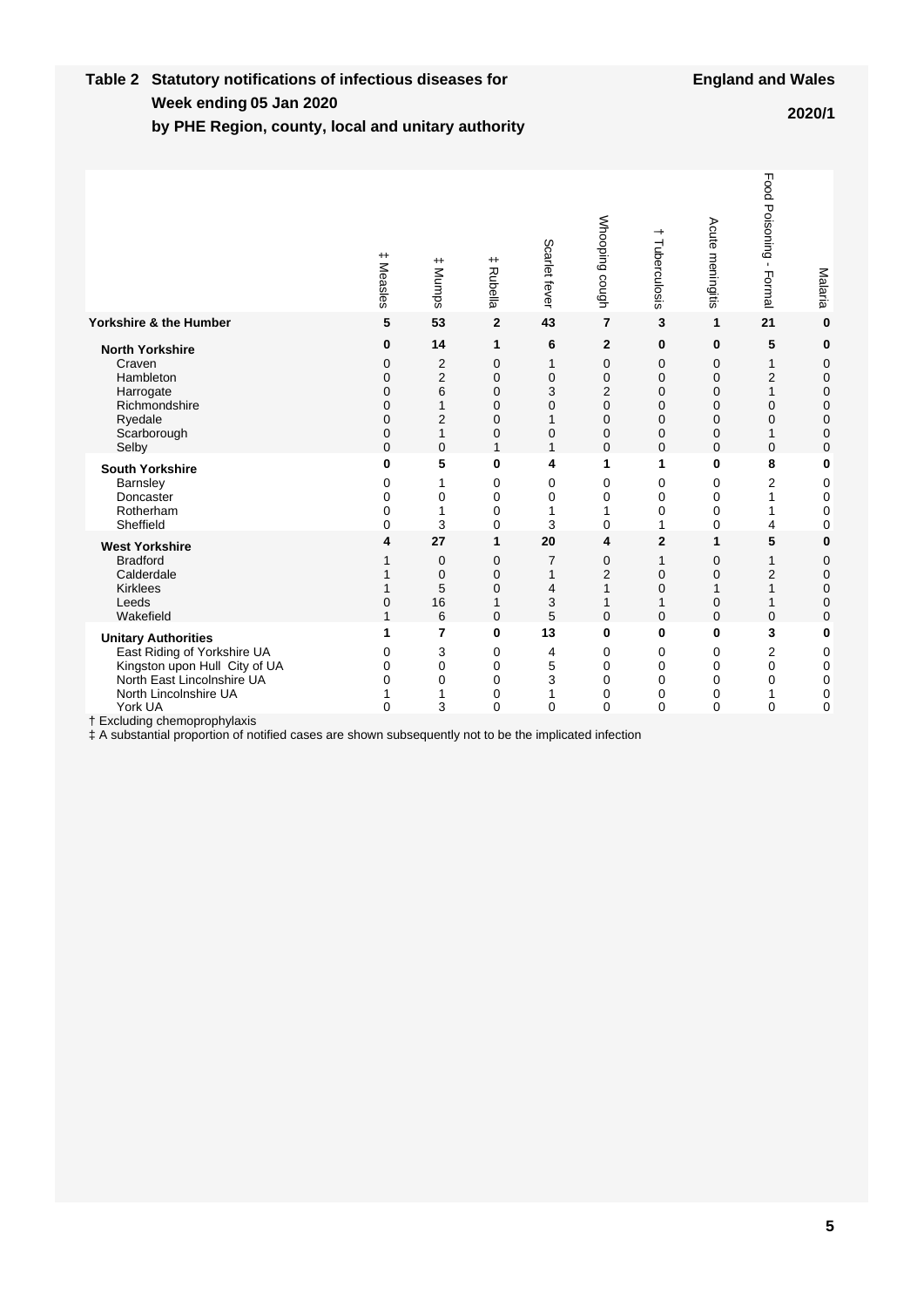## Table 2 Statutory notifications of infectious diseases for Week ending 05 Jan 2020 by PHE Region, county, local and unitary authority

**England and Wales**

**2020/1**

| | ‡ Measles | ‡ Mumps | ‡ Rubella | Scarlet fever | Whooping cough | † Tuberculosis | Acute meningitis | Food Poisoning - Formal | Malaria |
|---|---|---|---|---|---|---|---|---|---|
| **Yorkshire & the Humber** | **5** | **53** | **2** | **43** | **7** | **3** | **1** | **21** | **0** |
| **North Yorkshire** | **0** | **14** | **1** | **6** | **2** | **0** | **0** | **5** | **0** |
| Craven | 0 | 2 | 0 | 1 | 0 | 0 | 0 | 1 | 0 |
| Hambleton | 0 | 2 | 0 | 0 | 0 | 0 | 0 | 2 | 0 |
| Harrogate | 0 | 6 | 0 | 3 | 2 | 0 | 0 | 1 | 0 |
| Richmondshire | 0 | 1 | 0 | 0 | 0 | 0 | 0 | 0 | 0 |
| Ryedale | 0 | 2 | 0 | 1 | 0 | 0 | 0 | 0 | 0 |
| Scarborough | 0 | 1 | 0 | 0 | 0 | 0 | 0 | 1 | 0 |
| Selby | 0 | 0 | 1 | 1 | 0 | 0 | 0 | 0 | 0 |
| **South Yorkshire** | **0** | **5** | **0** | **4** | **1** | **1** | **0** | **8** | **0** |
| Barnsley | 0 | 1 | 0 | 0 | 0 | 0 | 0 | 2 | 0 |
| Doncaster | 0 | 0 | 0 | 0 | 0 | 0 | 0 | 1 | 0 |
| Rotherham | 0 | 1 | 0 | 1 | 1 | 0 | 0 | 1 | 0 |
| Sheffield | 0 | 3 | 0 | 3 | 0 | 1 | 0 | 4 | 0 |
| **West Yorkshire** | **4** | **27** | **1** | **20** | **4** | **2** | **1** | **5** | **0** |
| Bradford | 1 | 0 | 0 | 7 | 0 | 1 | 0 | 1 | 0 |
| Calderdale | 1 | 0 | 0 | 1 | 2 | 0 | 0 | 2 | 0 |
| Kirklees | 1 | 5 | 0 | 4 | 1 | 0 | 1 | 1 | 0 |
| Leeds | 0 | 16 | 1 | 3 | 1 | 1 | 0 | 1 | 0 |
| Wakefield | 1 | 6 | 0 | 5 | 0 | 0 | 0 | 0 | 0 |
| **Unitary Authorities** | **1** | **7** | **0** | **13** | **0** | **0** | **0** | **3** | **0** |
| East Riding of Yorkshire UA | 0 | 3 | 0 | 4 | 0 | 0 | 0 | 2 | 0 |
| Kingston upon Hull City of UA | 0 | 0 | 0 | 5 | 0 | 0 | 0 | 0 | 0 |
| North East Lincolnshire UA | 0 | 0 | 0 | 3 | 0 | 0 | 0 | 0 | 0 |
| North Lincolnshire UA | 1 | 1 | 0 | 1 | 0 | 0 | 0 | 1 | 0 |
| York UA | 0 | 3 | 0 | 0 | 0 | 0 | 0 | 0 | 0 |

† Excluding chemoprophylaxis

‡ A substantial proportion of notified cases are shown subsequently not to be the implicated infection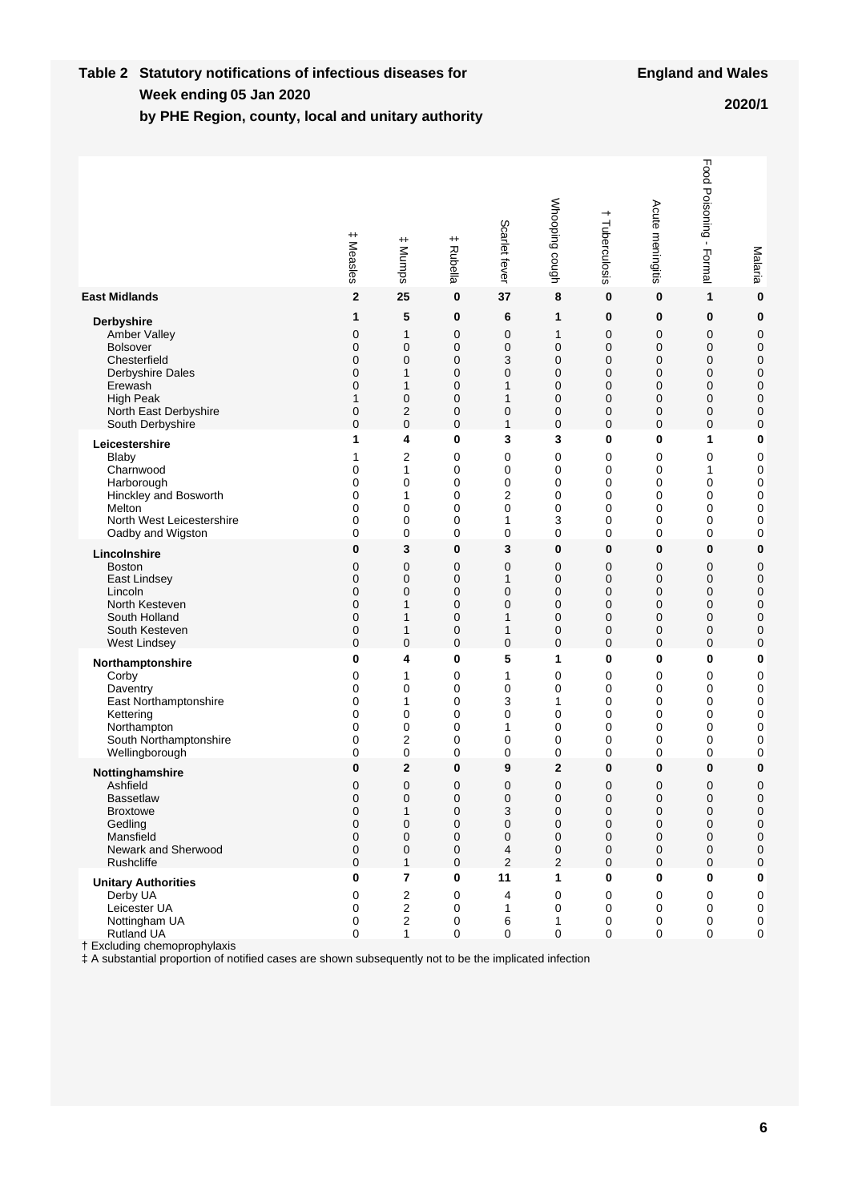**Table 2 Statutory notifications of infectious diseases for** **England and Wales**

**Week ending 05 Jan 2020** **2020/1**

**by PHE Region, county, local and unitary authority**

| | ‡ Measles | ‡ Mumps | ‡ Rubella | Scarlet fever | Whooping cough | † Tuberculosis | Acute meningitis | Food Poisoning - Formal | Malaria |
|---|---|---|---|---|---|---|---|---|---|
| **East Midlands** | **2** | **25** | **0** | **37** | **8** | **0** | **0** | **1** | **0** |
| **Derbyshire** | **1** | **5** | **0** | **6** | **1** | **0** | **0** | **0** | **0** |
| Amber Valley | 0 | 1 | 0 | 0 | 1 | 0 | 0 | 0 | 0 |
| Bolsover | 0 | 0 | 0 | 0 | 0 | 0 | 0 | 0 | 0 |
| Chesterfield | 0 | 0 | 0 | 3 | 0 | 0 | 0 | 0 | 0 |
| Derbyshire Dales | 0 | 1 | 0 | 0 | 0 | 0 | 0 | 0 | 0 |
| Erewash | 0 | 1 | 0 | 1 | 0 | 0 | 0 | 0 | 0 |
| High Peak | 1 | 0 | 0 | 1 | 0 | 0 | 0 | 0 | 0 |
| North East Derbyshire | 0 | 2 | 0 | 0 | 0 | 0 | 0 | 0 | 0 |
| South Derbyshire | 0 | 0 | 0 | 1 | 0 | 0 | 0 | 0 | 0 |
| **Leicestershire** | **1** | **4** | **0** | **3** | **3** | **0** | **0** | **1** | **0** |
| Blaby | 1 | 2 | 0 | 0 | 0 | 0 | 0 | 0 | 0 |
| Charnwood | 0 | 1 | 0 | 0 | 0 | 0 | 0 | 1 | 0 |
| Harborough | 0 | 0 | 0 | 0 | 0 | 0 | 0 | 0 | 0 |
| Hinckley and Bosworth | 0 | 1 | 0 | 2 | 0 | 0 | 0 | 0 | 0 |
| Melton | 0 | 0 | 0 | 0 | 0 | 0 | 0 | 0 | 0 |
| North West Leicestershire | 0 | 0 | 0 | 1 | 3 | 0 | 0 | 0 | 0 |
| Oadby and Wigston | 0 | 0 | 0 | 0 | 0 | 0 | 0 | 0 | 0 |
| **Lincolnshire** | **0** | **3** | **0** | **3** | **0** | **0** | **0** | **0** | **0** |
| Boston | 0 | 0 | 0 | 0 | 0 | 0 | 0 | 0 | 0 |
| East Lindsey | 0 | 0 | 0 | 1 | 0 | 0 | 0 | 0 | 0 |
| Lincoln | 0 | 0 | 0 | 0 | 0 | 0 | 0 | 0 | 0 |
| North Kesteven | 0 | 1 | 0 | 0 | 0 | 0 | 0 | 0 | 0 |
| South Holland | 0 | 1 | 0 | 1 | 0 | 0 | 0 | 0 | 0 |
| South Kesteven | 0 | 1 | 0 | 1 | 0 | 0 | 0 | 0 | 0 |
| West Lindsey | 0 | 0 | 0 | 0 | 0 | 0 | 0 | 0 | 0 |
| **Northamptonshire** | **0** | **4** | **0** | **5** | **1** | **0** | **0** | **0** | **0** |
| Corby | 0 | 1 | 0 | 1 | 0 | 0 | 0 | 0 | 0 |
| Daventry | 0 | 0 | 0 | 0 | 0 | 0 | 0 | 0 | 0 |
| East Northamptonshire | 0 | 1 | 0 | 3 | 1 | 0 | 0 | 0 | 0 |
| Kettering | 0 | 0 | 0 | 0 | 0 | 0 | 0 | 0 | 0 |
| Northampton | 0 | 0 | 0 | 1 | 0 | 0 | 0 | 0 | 0 |
| South Northamptonshire | 0 | 2 | 0 | 0 | 0 | 0 | 0 | 0 | 0 |
| Wellingborough | 0 | 0 | 0 | 0 | 0 | 0 | 0 | 0 | 0 |
| **Nottinghamshire** | **0** | **2** | **0** | **9** | **2** | **0** | **0** | **0** | **0** |
| Ashfield | 0 | 0 | 0 | 0 | 0 | 0 | 0 | 0 | 0 |
| Bassetlaw | 0 | 0 | 0 | 0 | 0 | 0 | 0 | 0 | 0 |
| Broxtowe | 0 | 1 | 0 | 3 | 0 | 0 | 0 | 0 | 0 |
| Gedling | 0 | 0 | 0 | 0 | 0 | 0 | 0 | 0 | 0 |
| Mansfield | 0 | 0 | 0 | 0 | 0 | 0 | 0 | 0 | 0 |
| Newark and Sherwood | 0 | 0 | 0 | 4 | 0 | 0 | 0 | 0 | 0 |
| Rushcliffe | 0 | 1 | 0 | 2 | 2 | 0 | 0 | 0 | 0 |
| **Unitary Authorities** | **0** | **7** | **0** | **11** | **1** | **0** | **0** | **0** | **0** |
| Derby UA | 0 | 2 | 0 | 4 | 0 | 0 | 0 | 0 | 0 |
| Leicester UA | 0 | 2 | 0 | 1 | 0 | 0 | 0 | 0 | 0 |
| Nottingham UA | 0 | 2 | 0 | 6 | 1 | 0 | 0 | 0 | 0 |
| Rutland UA | 0 | 1 | 0 | 0 | 0 | 0 | 0 | 0 | 0 |

† Excluding chemoprophylaxis

‡ A substantial proportion of notified cases are shown subsequently not to be the implicated infection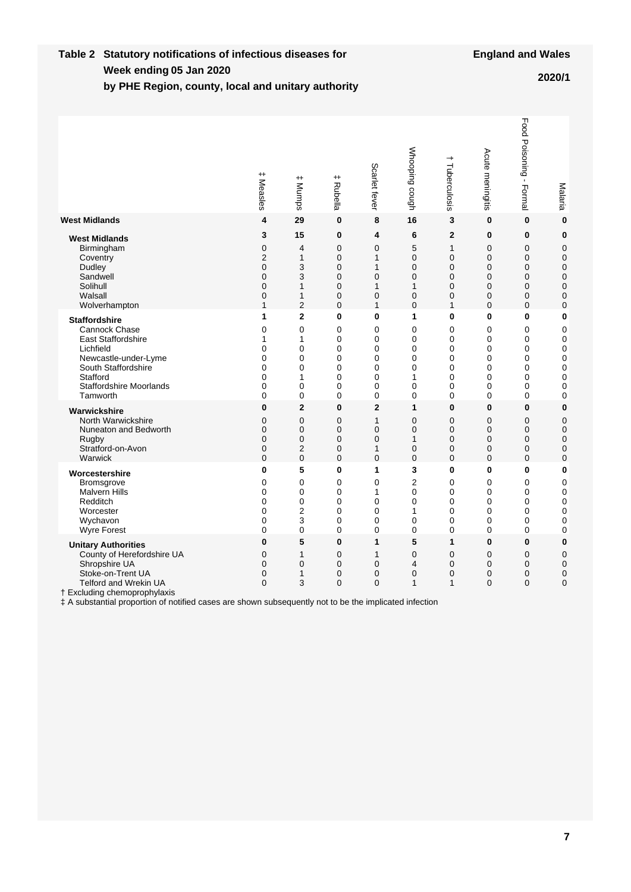**Table 2 Statutory notifications of infectious diseases for Week ending 05 Jan 2020 by PHE Region, county, local and unitary authority**

**England and Wales**

**2020/1**

| | ‡ Measles | ‡ Mumps | ‡ Rubella | Scarlet fever | Whooping cough | † Tuberculosis | Acute meningitis | Food Poisoning - Formal | Malaria |
|---|---|---|---|---|---|---|---|---|---|
| **West Midlands** | **4** | **29** | **0** | **8** | **16** | **3** | **0** | **0** | **0** |
| **West Midlands** | **3** | **15** | **0** | **4** | **6** | **2** | **0** | **0** | **0** |
| Birmingham | 0 | 4 | 0 | 0 | 5 | 1 | 0 | 0 | 0 |
| Coventry | 2 | 1 | 0 | 1 | 0 | 0 | 0 | 0 | 0 |
| Dudley | 0 | 3 | 0 | 1 | 0 | 0 | 0 | 0 | 0 |
| Sandwell | 0 | 3 | 0 | 0 | 0 | 0 | 0 | 0 | 0 |
| Solihull | 0 | 1 | 0 | 1 | 1 | 0 | 0 | 0 | 0 |
| Walsall | 0 | 1 | 0 | 0 | 0 | 0 | 0 | 0 | 0 |
| Wolverhampton | 1 | 2 | 0 | 1 | 0 | 1 | 0 | 0 | 0 |
| **Staffordshire** | **1** | **2** | **0** | **0** | **1** | **0** | **0** | **0** | **0** |
| Cannock Chase | 0 | 0 | 0 | 0 | 0 | 0 | 0 | 0 | 0 |
| East Staffordshire | 1 | 1 | 0 | 0 | 0 | 0 | 0 | 0 | 0 |
| Lichfield | 0 | 0 | 0 | 0 | 0 | 0 | 0 | 0 | 0 |
| Newcastle-under-Lyme | 0 | 0 | 0 | 0 | 0 | 0 | 0 | 0 | 0 |
| South Staffordshire | 0 | 0 | 0 | 0 | 0 | 0 | 0 | 0 | 0 |
| Stafford | 0 | 1 | 0 | 0 | 1 | 0 | 0 | 0 | 0 |
| Staffordshire Moorlands | 0 | 0 | 0 | 0 | 0 | 0 | 0 | 0 | 0 |
| Tamworth | 0 | 0 | 0 | 0 | 0 | 0 | 0 | 0 | 0 |
| **Warwickshire** | **0** | **2** | **0** | **2** | **1** | **0** | **0** | **0** | **0** |
| North Warwickshire | 0 | 0 | 0 | 1 | 0 | 0 | 0 | 0 | 0 |
| Nuneaton and Bedworth | 0 | 0 | 0 | 0 | 0 | 0 | 0 | 0 | 0 |
| Rugby | 0 | 0 | 0 | 0 | 1 | 0 | 0 | 0 | 0 |
| Stratford-on-Avon | 0 | 2 | 0 | 1 | 0 | 0 | 0 | 0 | 0 |
| Warwick | 0 | 0 | 0 | 0 | 0 | 0 | 0 | 0 | 0 |
| **Worcestershire** | **0** | **5** | **0** | **1** | **3** | **0** | **0** | **0** | **0** |
| Bromsgrove | 0 | 0 | 0 | 0 | 2 | 0 | 0 | 0 | 0 |
| Malvern Hills | 0 | 0 | 0 | 1 | 0 | 0 | 0 | 0 | 0 |
| Redditch | 0 | 0 | 0 | 0 | 0 | 0 | 0 | 0 | 0 |
| Worcester | 0 | 2 | 0 | 0 | 1 | 0 | 0 | 0 | 0 |
| Wychavon | 0 | 3 | 0 | 0 | 0 | 0 | 0 | 0 | 0 |
| Wyre Forest | 0 | 0 | 0 | 0 | 0 | 0 | 0 | 0 | 0 |
| **Unitary Authorities** | **0** | **5** | **0** | **1** | **5** | **1** | **0** | **0** | **0** |
| County of Herefordshire UA | 0 | 1 | 0 | 1 | 0 | 0 | 0 | 0 | 0 |
| Shropshire UA | 0 | 0 | 0 | 0 | 4 | 0 | 0 | 0 | 0 |
| Stoke-on-Trent UA | 0 | 1 | 0 | 0 | 0 | 0 | 0 | 0 | 0 |
| Telford and Wrekin UA | 0 | 3 | 0 | 0 | 1 | 1 | 0 | 0 | 0 |

† Excluding chemoprophylaxis

‡ A substantial proportion of notified cases are shown subsequently not to be the implicated infection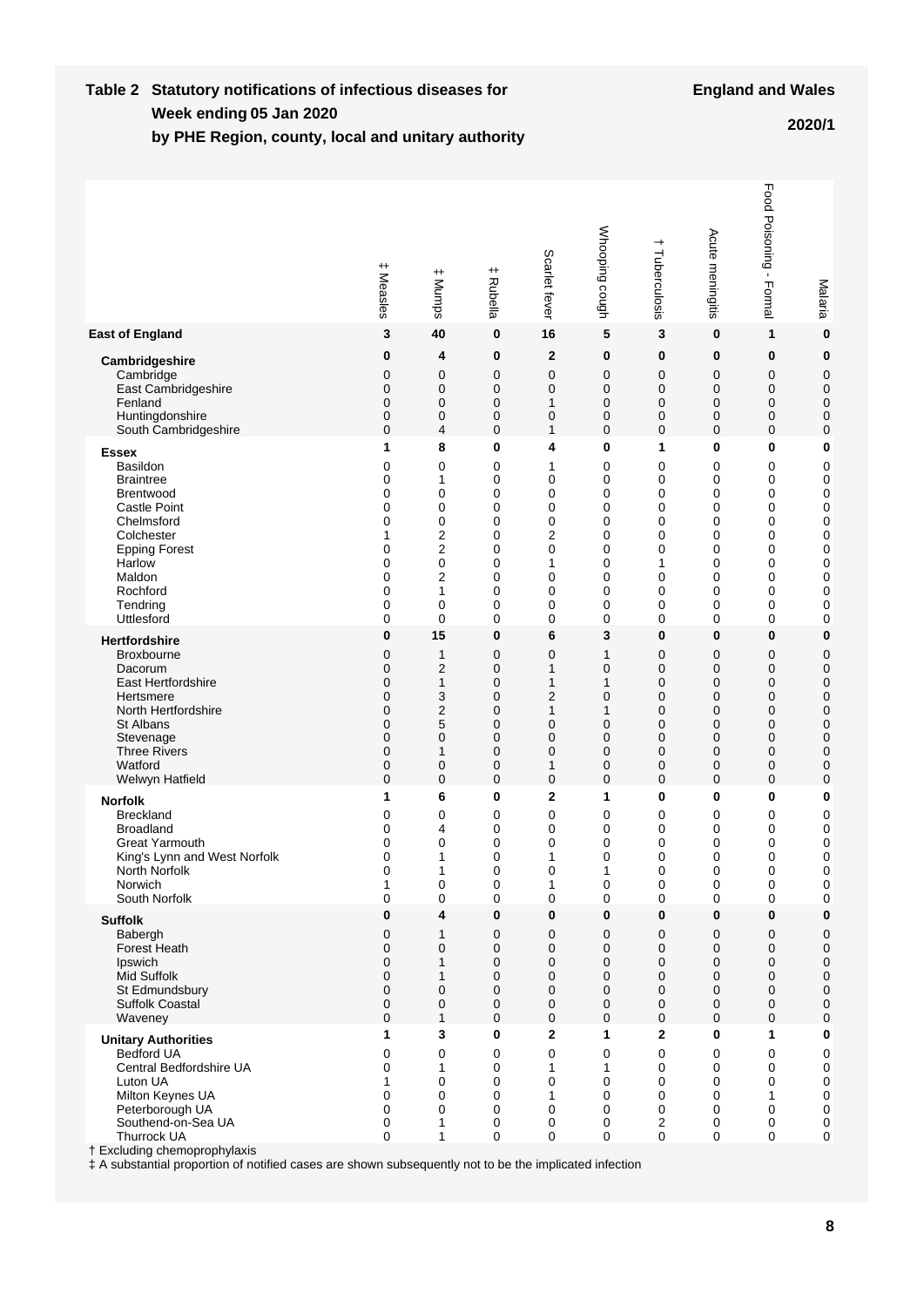**Table 2 Statutory notifications of infectious diseases for Week ending 05 Jan 2020 by PHE Region, county, local and unitary authority**

**England and Wales**

**2020/1**

| | ‡ Measles | ‡ Mumps | ‡ Rubella | Scarlet fever | Whooping cough | † Tuberculosis | Acute meningitis | Food Poisoning - Formal | Malaria |
|---|---|---|---|---|---|---|---|---|---|
| **East of England** | **3** | **40** | **0** | **16** | **5** | **3** | **0** | **1** | **0** |
| **Cambridgeshire** | **0** | **4** | **0** | **2** | **0** | **0** | **0** | **0** | **0** |
| Cambridge | 0 | 0 | 0 | 0 | 0 | 0 | 0 | 0 | 0 |
| East Cambridgeshire | 0 | 0 | 0 | 0 | 0 | 0 | 0 | 0 | 0 |
| Fenland | 0 | 0 | 0 | 1 | 0 | 0 | 0 | 0 | 0 |
| Huntingdonshire | 0 | 0 | 0 | 0 | 0 | 0 | 0 | 0 | 0 |
| South Cambridgeshire | 0 | 4 | 0 | 1 | 0 | 0 | 0 | 0 | 0 |
| **Essex** | **1** | **8** | **0** | **4** | **0** | **1** | **0** | **0** | **0** |
| Basildon | 0 | 0 | 0 | 1 | 0 | 0 | 0 | 0 | 0 |
| Braintree | 0 | 1 | 0 | 0 | 0 | 0 | 0 | 0 | 0 |
| Brentwood | 0 | 0 | 0 | 0 | 0 | 0 | 0 | 0 | 0 |
| Castle Point | 0 | 0 | 0 | 0 | 0 | 0 | 0 | 0 | 0 |
| Chelmsford | 0 | 0 | 0 | 0 | 0 | 0 | 0 | 0 | 0 |
| Colchester | 1 | 2 | 0 | 2 | 0 | 0 | 0 | 0 | 0 |
| Epping Forest | 0 | 2 | 0 | 0 | 0 | 0 | 0 | 0 | 0 |
| Harlow | 0 | 0 | 0 | 1 | 0 | 1 | 0 | 0 | 0 |
| Maldon | 0 | 2 | 0 | 0 | 0 | 0 | 0 | 0 | 0 |
| Rochford | 0 | 1 | 0 | 0 | 0 | 0 | 0 | 0 | 0 |
| Tendring | 0 | 0 | 0 | 0 | 0 | 0 | 0 | 0 | 0 |
| Uttlesford | 0 | 0 | 0 | 0 | 0 | 0 | 0 | 0 | 0 |
| **Hertfordshire** | **0** | **15** | **0** | **6** | **3** | **0** | **0** | **0** | **0** |
| Broxbourne | 0 | 1 | 0 | 0 | 1 | 0 | 0 | 0 | 0 |
| Dacorum | 0 | 2 | 0 | 1 | 0 | 0 | 0 | 0 | 0 |
| East Hertfordshire | 0 | 1 | 0 | 1 | 1 | 0 | 0 | 0 | 0 |
| Hertsmere | 0 | 3 | 0 | 2 | 0 | 0 | 0 | 0 | 0 |
| North Hertfordshire | 0 | 2 | 0 | 1 | 1 | 0 | 0 | 0 | 0 |
| St Albans | 0 | 5 | 0 | 0 | 0 | 0 | 0 | 0 | 0 |
| Stevenage | 0 | 0 | 0 | 0 | 0 | 0 | 0 | 0 | 0 |
| Three Rivers | 0 | 1 | 0 | 0 | 0 | 0 | 0 | 0 | 0 |
| Watford | 0 | 0 | 0 | 1 | 0 | 0 | 0 | 0 | 0 |
| Welwyn Hatfield | 0 | 0 | 0 | 0 | 0 | 0 | 0 | 0 | 0 |
| **Norfolk** | **1** | **6** | **0** | **2** | **1** | **0** | **0** | **0** | **0** |
| Breckland | 0 | 0 | 0 | 0 | 0 | 0 | 0 | 0 | 0 |
| Broadland | 0 | 4 | 0 | 0 | 0 | 0 | 0 | 0 | 0 |
| Great Yarmouth | 0 | 0 | 0 | 0 | 0 | 0 | 0 | 0 | 0 |
| King's Lynn and West Norfolk | 0 | 1 | 0 | 1 | 0 | 0 | 0 | 0 | 0 |
| North Norfolk | 0 | 1 | 0 | 0 | 1 | 0 | 0 | 0 | 0 |
| Norwich | 1 | 0 | 0 | 1 | 0 | 0 | 0 | 0 | 0 |
| South Norfolk | 0 | 0 | 0 | 0 | 0 | 0 | 0 | 0 | 0 |
| **Suffolk** | **0** | **4** | **0** | **0** | **0** | **0** | **0** | **0** | **0** |
| Babergh | 0 | 1 | 0 | 0 | 0 | 0 | 0 | 0 | 0 |
| Forest Heath | 0 | 0 | 0 | 0 | 0 | 0 | 0 | 0 | 0 |
| Ipswich | 0 | 1 | 0 | 0 | 0 | 0 | 0 | 0 | 0 |
| Mid Suffolk | 0 | 1 | 0 | 0 | 0 | 0 | 0 | 0 | 0 |
| St Edmundsbury | 0 | 0 | 0 | 0 | 0 | 0 | 0 | 0 | 0 |
| Suffolk Coastal | 0 | 0 | 0 | 0 | 0 | 0 | 0 | 0 | 0 |
| Waveney | 0 | 1 | 0 | 0 | 0 | 0 | 0 | 0 | 0 |
| **Unitary Authorities** | **1** | **3** | **0** | **2** | **1** | **2** | **0** | **1** | **0** |
| Bedford UA | 0 | 0 | 0 | 0 | 0 | 0 | 0 | 0 | 0 |
| Central Bedfordshire UA | 0 | 1 | 0 | 1 | 1 | 0 | 0 | 0 | 0 |
| Luton UA | 1 | 0 | 0 | 0 | 0 | 0 | 0 | 0 | 0 |
| Milton Keynes UA | 0 | 0 | 0 | 1 | 0 | 0 | 0 | 1 | 0 |
| Peterborough UA | 0 | 0 | 0 | 0 | 0 | 0 | 0 | 0 | 0 |
| Southend-on-Sea UA | 0 | 1 | 0 | 0 | 0 | 2 | 0 | 0 | 0 |
| Thurrock UA | 0 | 1 | 0 | 0 | 0 | 0 | 0 | 0 | 0 |

† Excluding chemoprophylaxis

‡ A substantial proportion of notified cases are shown subsequently not to be the implicated infection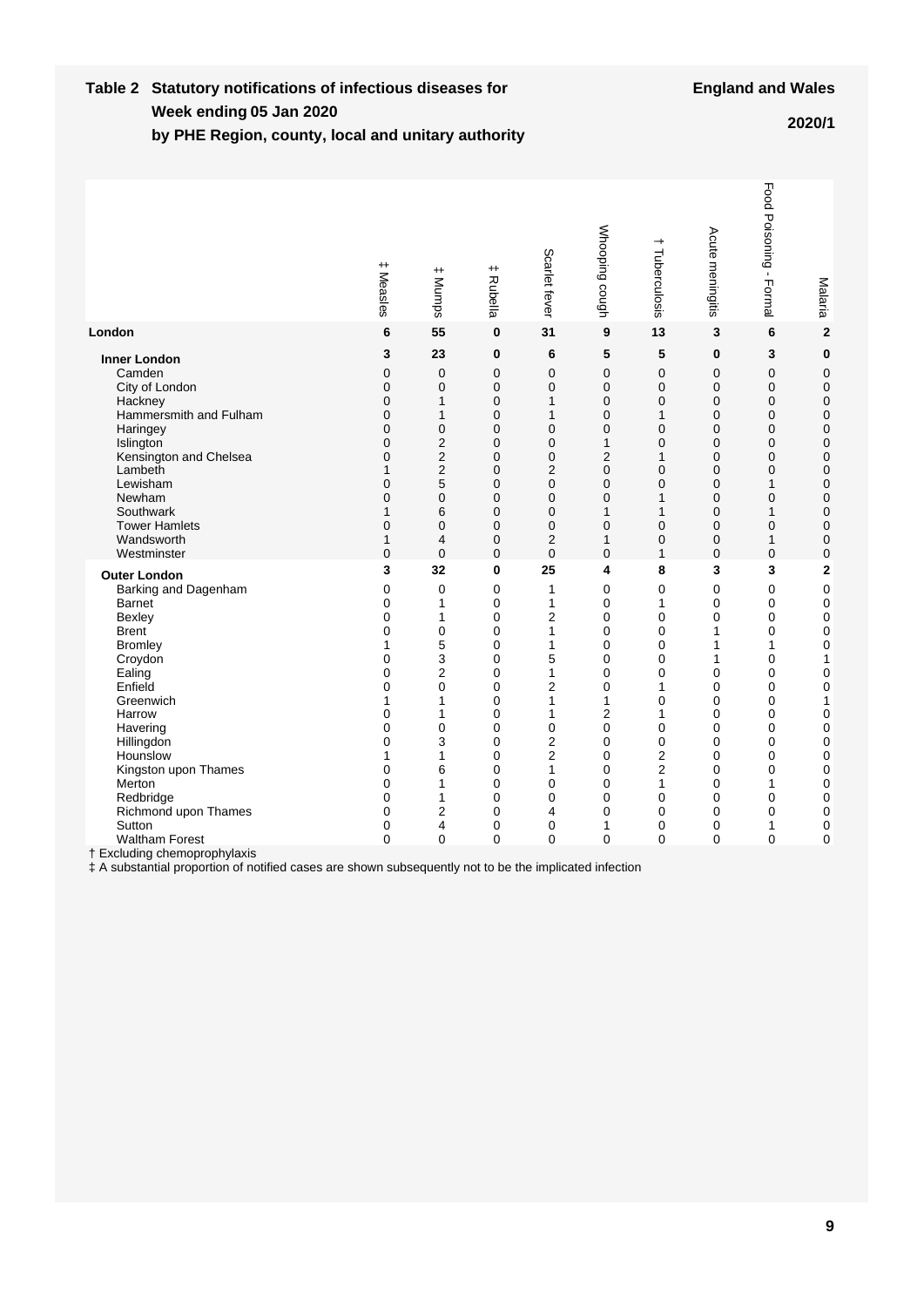**Table 2 Statutory notifications of infectious diseases for Week ending 05 Jan 2020 by PHE Region, county, local and unitary authority**

**England and Wales**

**2020/1**

| | ‡ Measles | ‡ Mumps | ‡ Rubella | Scarlet fever | Whooping cough | † Tuberculosis | Acute meningitis | Food Poisoning - Formal | Malaria |
|---|---|---|---|---|---|---|---|---|---|
| **London** | **6** | **55** | **0** | **31** | **9** | **13** | **3** | **6** | **2** |
| **Inner London** | **3** | **23** | **0** | **6** | **5** | **5** | **0** | **3** | **0** |
| Camden | 0 | 0 | 0 | 0 | 0 | 0 | 0 | 0 | 0 |
| City of London | 0 | 0 | 0 | 0 | 0 | 0 | 0 | 0 | 0 |
| Hackney | 0 | 1 | 0 | 1 | 0 | 0 | 0 | 0 | 0 |
| Hammersmith and Fulham | 0 | 1 | 0 | 1 | 0 | 1 | 0 | 0 | 0 |
| Haringey | 0 | 0 | 0 | 0 | 0 | 0 | 0 | 0 | 0 |
| Islington | 0 | 2 | 0 | 0 | 1 | 0 | 0 | 0 | 0 |
| Kensington and Chelsea | 0 | 2 | 0 | 0 | 2 | 1 | 0 | 0 | 0 |
| Lambeth | 1 | 2 | 0 | 2 | 0 | 0 | 0 | 0 | 0 |
| Lewisham | 0 | 5 | 0 | 0 | 0 | 0 | 0 | 1 | 0 |
| Newham | 0 | 0 | 0 | 0 | 0 | 1 | 0 | 0 | 0 |
| Southwark | 1 | 6 | 0 | 0 | 1 | 1 | 0 | 1 | 0 |
| Tower Hamlets | 0 | 0 | 0 | 0 | 0 | 0 | 0 | 0 | 0 |
| Wandsworth | 1 | 4 | 0 | 2 | 1 | 0 | 0 | 1 | 0 |
| Westminster | 0 | 0 | 0 | 0 | 0 | 1 | 0 | 0 | 0 |
| **Outer London** | **3** | **32** | **0** | **25** | **4** | **8** | **3** | **3** | **2** |
| Barking and Dagenham | 0 | 0 | 0 | 1 | 0 | 0 | 0 | 0 | 0 |
| Barnet | 0 | 1 | 0 | 1 | 0 | 1 | 0 | 0 | 0 |
| Bexley | 0 | 1 | 0 | 2 | 0 | 0 | 0 | 0 | 0 |
| Brent | 0 | 0 | 0 | 1 | 0 | 0 | 1 | 0 | 0 |
| Bromley | 1 | 5 | 0 | 1 | 0 | 0 | 1 | 1 | 0 |
| Croydon | 0 | 3 | 0 | 5 | 0 | 0 | 1 | 0 | 1 |
| Ealing | 0 | 2 | 0 | 1 | 0 | 0 | 0 | 0 | 0 |
| Enfield | 0 | 0 | 0 | 2 | 0 | 1 | 0 | 0 | 0 |
| Greenwich | 1 | 1 | 0 | 1 | 1 | 0 | 0 | 0 | 1 |
| Harrow | 0 | 1 | 0 | 1 | 2 | 1 | 0 | 0 | 0 |
| Havering | 0 | 0 | 0 | 0 | 0 | 0 | 0 | 0 | 0 |
| Hillingdon | 0 | 3 | 0 | 2 | 0 | 0 | 0 | 0 | 0 |
| Hounslow | 1 | 1 | 0 | 2 | 0 | 2 | 0 | 0 | 0 |
| Kingston upon Thames | 0 | 6 | 0 | 1 | 0 | 2 | 0 | 0 | 0 |
| Merton | 0 | 1 | 0 | 0 | 0 | 1 | 0 | 1 | 0 |
| Redbridge | 0 | 1 | 0 | 0 | 0 | 0 | 0 | 0 | 0 |
| Richmond upon Thames | 0 | 2 | 0 | 4 | 0 | 0 | 0 | 0 | 0 |
| Sutton | 0 | 4 | 0 | 0 | 1 | 0 | 0 | 1 | 0 |
| Waltham Forest | 0 | 0 | 0 | 0 | 0 | 0 | 0 | 0 | 0 |

† Excluding chemoprophylaxis

‡ A substantial proportion of notified cases are shown subsequently not to be the implicated infection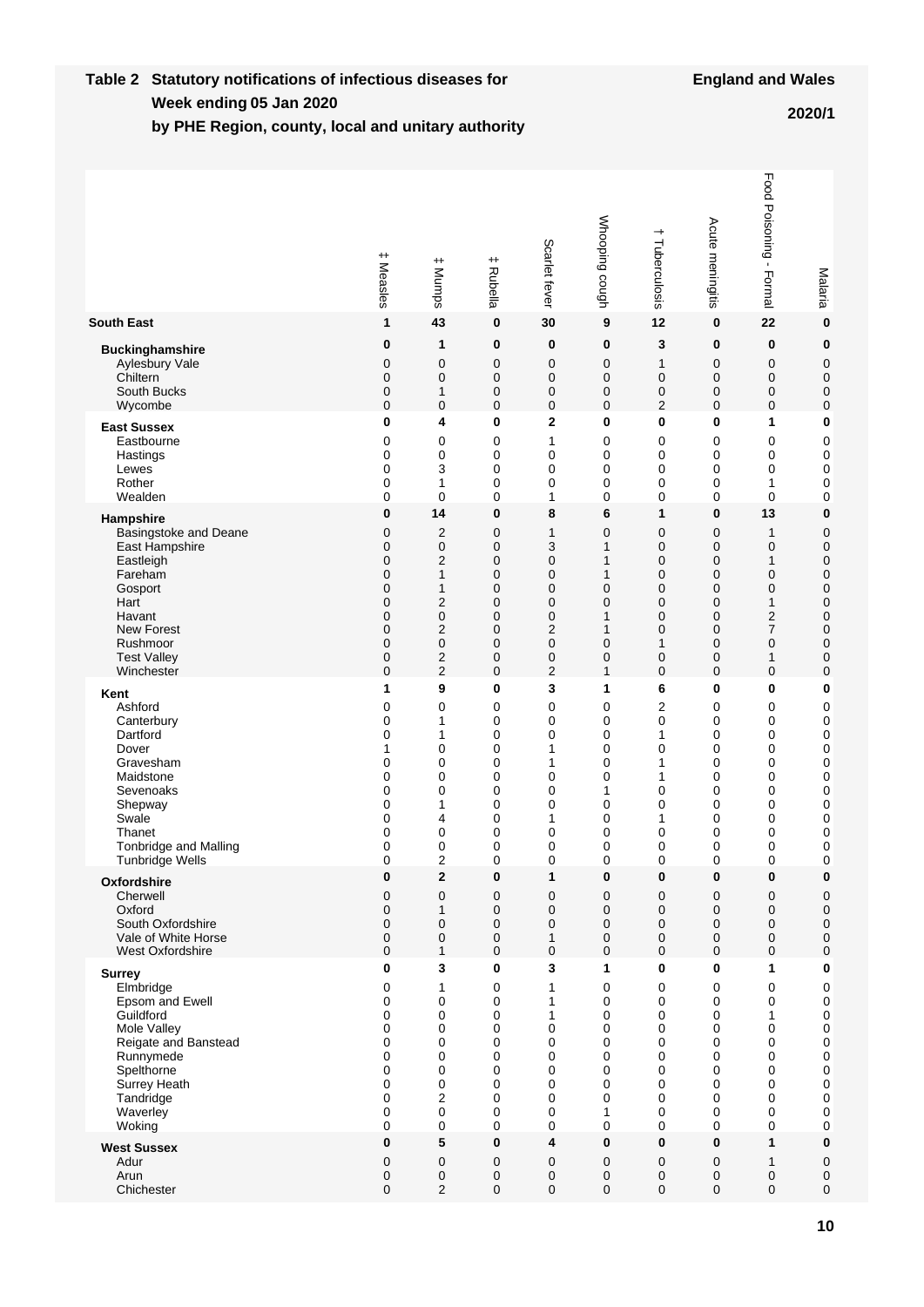**Table 2 Statutory notifications of infectious diseases for Week ending 05 Jan 2020 by PHE Region, county, local and unitary authority**

**England and Wales**

**2020/1**

| | ‡ Measles | ‡ Mumps | ‡ Rubella | Scarlet fever | Whooping cough | † Tuberculosis | Acute meningitis | Food Poisoning - Formal | Malaria |
|---|---|---|---|---|---|---|---|---|---|
| **South East** | **1** | **43** | **0** | **30** | **9** | **12** | **0** | **22** | **0** |
| **Buckinghamshire** | **0** | **1** | **0** | **0** | **0** | **3** | **0** | **0** | **0** |
| Aylesbury Vale | 0 | 0 | 0 | 0 | 0 | 1 | 0 | 0 | 0 |
| Chiltern | 0 | 0 | 0 | 0 | 0 | 0 | 0 | 0 | 0 |
| South Bucks | 0 | 1 | 0 | 0 | 0 | 0 | 0 | 0 | 0 |
| Wycombe | 0 | 0 | 0 | 0 | 0 | 2 | 0 | 0 | 0 |
| **East Sussex** | **0** | **4** | **0** | **2** | **0** | **0** | **0** | **1** | **0** |
| Eastbourne | 0 | 0 | 0 | 1 | 0 | 0 | 0 | 0 | 0 |
| Hastings | 0 | 0 | 0 | 0 | 0 | 0 | 0 | 0 | 0 |
| Lewes | 0 | 3 | 0 | 0 | 0 | 0 | 0 | 0 | 0 |
| Rother | 0 | 1 | 0 | 0 | 0 | 0 | 0 | 1 | 0 |
| Wealden | 0 | 0 | 0 | 1 | 0 | 0 | 0 | 0 | 0 |
| **Hampshire** | **0** | **14** | **0** | **8** | **6** | **1** | **0** | **13** | **0** |
| Basingstoke and Deane | 0 | 2 | 0 | 1 | 0 | 0 | 0 | 1 | 0 |
| East Hampshire | 0 | 0 | 0 | 3 | 1 | 0 | 0 | 0 | 0 |
| Eastleigh | 0 | 2 | 0 | 0 | 1 | 0 | 0 | 1 | 0 |
| Fareham | 0 | 1 | 0 | 0 | 1 | 0 | 0 | 0 | 0 |
| Gosport | 0 | 1 | 0 | 0 | 0 | 0 | 0 | 0 | 0 |
| Hart | 0 | 2 | 0 | 0 | 0 | 0 | 0 | 1 | 0 |
| Havant | 0 | 0 | 0 | 0 | 1 | 0 | 0 | 2 | 0 |
| New Forest | 0 | 2 | 0 | 2 | 1 | 0 | 0 | 7 | 0 |
| Rushmoor | 0 | 0 | 0 | 0 | 0 | 1 | 0 | 0 | 0 |
| Test Valley | 0 | 2 | 0 | 0 | 0 | 0 | 0 | 1 | 0 |
| Winchester | 0 | 2 | 0 | 2 | 1 | 0 | 0 | 0 | 0 |
| **Kent** | **1** | **9** | **0** | **3** | **1** | **6** | **0** | **0** | **0** |
| Ashford | 0 | 0 | 0 | 0 | 0 | 2 | 0 | 0 | 0 |
| Canterbury | 0 | 1 | 0 | 0 | 0 | 0 | 0 | 0 | 0 |
| Dartford | 0 | 1 | 0 | 0 | 0 | 1 | 0 | 0 | 0 |
| Dover | 1 | 0 | 0 | 1 | 0 | 0 | 0 | 0 | 0 |
| Gravesham | 0 | 0 | 0 | 1 | 0 | 1 | 0 | 0 | 0 |
| Maidstone | 0 | 0 | 0 | 0 | 0 | 1 | 0 | 0 | 0 |
| Sevenoaks | 0 | 0 | 0 | 0 | 1 | 0 | 0 | 0 | 0 |
| Shepway | 0 | 1 | 0 | 0 | 0 | 0 | 0 | 0 | 0 |
| Swale | 0 | 4 | 0 | 1 | 0 | 1 | 0 | 0 | 0 |
| Thanet | 0 | 0 | 0 | 0 | 0 | 0 | 0 | 0 | 0 |
| Tonbridge and Malling | 0 | 0 | 0 | 0 | 0 | 0 | 0 | 0 | 0 |
| Tunbridge Wells | 0 | 2 | 0 | 0 | 0 | 0 | 0 | 0 | 0 |
| **Oxfordshire** | **0** | **2** | **0** | **1** | **0** | **0** | **0** | **0** | **0** |
| Cherwell | 0 | 0 | 0 | 0 | 0 | 0 | 0 | 0 | 0 |
| Oxford | 0 | 1 | 0 | 0 | 0 | 0 | 0 | 0 | 0 |
| South Oxfordshire | 0 | 0 | 0 | 0 | 0 | 0 | 0 | 0 | 0 |
| Vale of White Horse | 0 | 0 | 0 | 1 | 0 | 0 | 0 | 0 | 0 |
| West Oxfordshire | 0 | 1 | 0 | 0 | 0 | 0 | 0 | 0 | 0 |
| **Surrey** | **0** | **3** | **0** | **3** | **1** | **0** | **0** | **1** | **0** |
| Elmbridge | 0 | 1 | 0 | 1 | 0 | 0 | 0 | 0 | 0 |
| Epsom and Ewell | 0 | 0 | 0 | 1 | 0 | 0 | 0 | 0 | 0 |
| Guildford | 0 | 0 | 0 | 1 | 0 | 0 | 0 | 1 | 0 |
| Mole Valley | 0 | 0 | 0 | 0 | 0 | 0 | 0 | 0 | 0 |
| Reigate and Banstead | 0 | 0 | 0 | 0 | 0 | 0 | 0 | 0 | 0 |
| Runnymede | 0 | 0 | 0 | 0 | 0 | 0 | 0 | 0 | 0 |
| Spelthorne | 0 | 0 | 0 | 0 | 0 | 0 | 0 | 0 | 0 |
| Surrey Heath | 0 | 0 | 0 | 0 | 0 | 0 | 0 | 0 | 0 |
| Tandridge | 0 | 2 | 0 | 0 | 0 | 0 | 0 | 0 | 0 |
| Waverley | 0 | 0 | 0 | 0 | 1 | 0 | 0 | 0 | 0 |
| Woking | 0 | 0 | 0 | 0 | 0 | 0 | 0 | 0 | 0 |
| **West Sussex** | **0** | **5** | **0** | **4** | **0** | **0** | **0** | **1** | **0** |
| Adur | 0 | 0 | 0 | 0 | 0 | 0 | 0 | 1 | 0 |
| Arun | 0 | 0 | 0 | 0 | 0 | 0 | 0 | 0 | 0 |
| Chichester | 0 | 2 | 0 | 0 | 0 | 0 | 0 | 0 | 0 |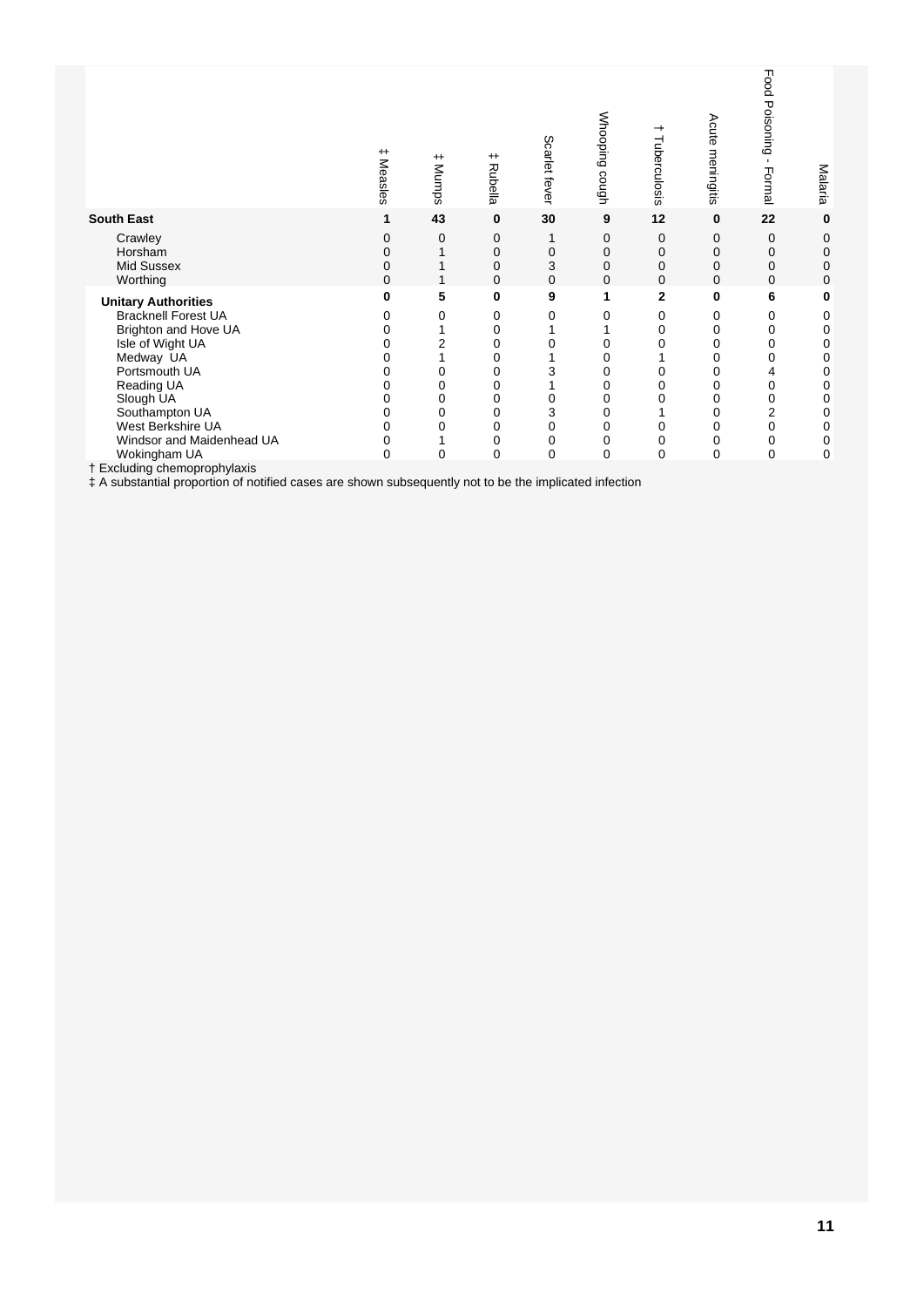| | ‡ Measles | ‡ Mumps | ‡ Rubella | Scarlet fever | Whooping cough | † Tuberculosis | Acute meningitis | Food Poisoning - Formal | Malaria |
|---|---|---|---|---|---|---|---|---|---|
| **South East** | **1** | **43** | **0** | **30** | **9** | **12** | **0** | **22** | **0** |
| Crawley | 0 | 0 | 0 | 1 | 0 | 0 | 0 | 0 | 0 |
| Horsham | 0 | 1 | 0 | 0 | 0 | 0 | 0 | 0 | 0 |
| Mid Sussex | 0 | 1 | 0 | 3 | 0 | 0 | 0 | 0 | 0 |
| Worthing | 0 | 1 | 0 | 0 | 0 | 0 | 0 | 0 | 0 |
| **Unitary Authorities** | **0** | **5** | **0** | **9** | **1** | **2** | **0** | **6** | **0** |
| Bracknell Forest UA | 0 | 0 | 0 | 0 | 0 | 0 | 0 | 0 | 0 |
| Brighton and Hove UA | 0 | 1 | 0 | 1 | 1 | 0 | 0 | 0 | 0 |
| Isle of Wight UA | 0 | 2 | 0 | 0 | 0 | 0 | 0 | 0 | 0 |
| Medway UA | 0 | 1 | 0 | 1 | 0 | 1 | 0 | 0 | 0 |
| Portsmouth UA | 0 | 0 | 0 | 3 | 0 | 0 | 0 | 4 | 0 |
| Reading UA | 0 | 0 | 0 | 1 | 0 | 0 | 0 | 0 | 0 |
| Slough UA | 0 | 0 | 0 | 0 | 0 | 0 | 0 | 0 | 0 |
| Southampton UA | 0 | 0 | 0 | 3 | 0 | 1 | 0 | 2 | 0 |
| West Berkshire UA | 0 | 0 | 0 | 0 | 0 | 0 | 0 | 0 | 0 |
| Windsor and Maidenhead UA | 0 | 1 | 0 | 0 | 0 | 0 | 0 | 0 | 0 |
| Wokingham UA | 0 | 0 | 0 | 0 | 0 | 0 | 0 | 0 | 0 |

† Excluding chemoprophylaxis

‡ A substantial proportion of notified cases are shown subsequently not to be the implicated infection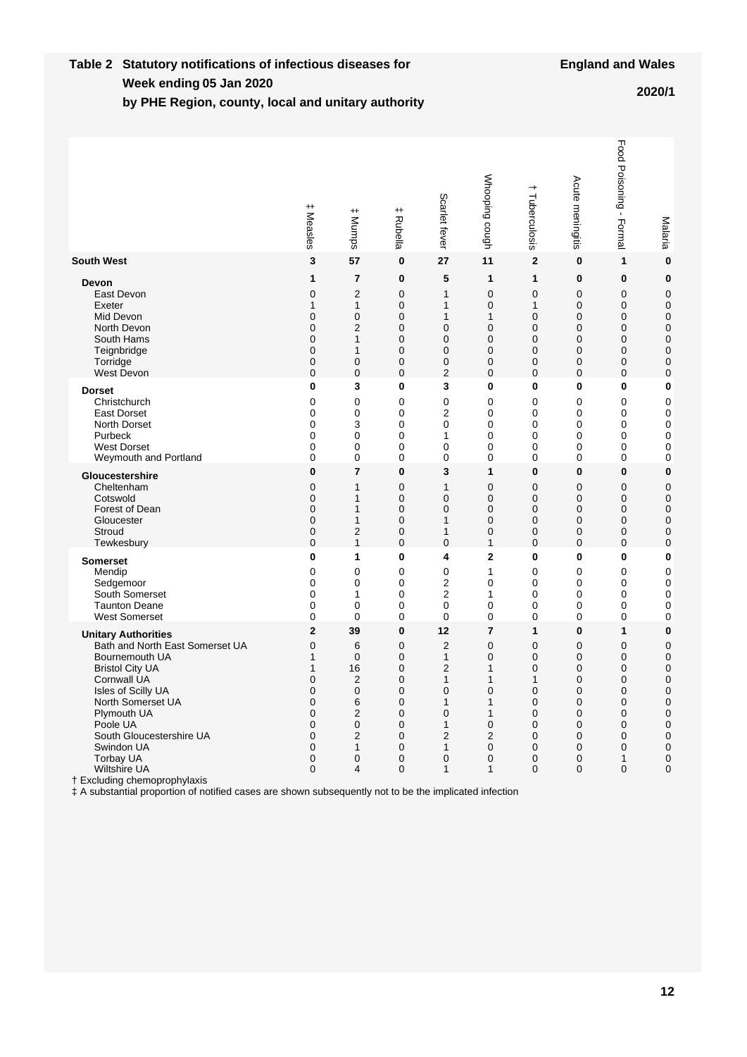**Table 2 Statutory notifications of infectious diseases for Week ending 05 Jan 2020 by PHE Region, county, local and unitary authority**

**England and Wales**

**2020/1**

| | ‡ Measles | ‡ Mumps | ‡ Rubella | Scarlet fever | Whooping cough | † Tuberculosis | Acute meningitis | Food Poisoning - Formal | Malaria |
|---|---|---|---|---|---|---|---|---|---|
| **South West** | **3** | **57** | **0** | **27** | **11** | **2** | **0** | **1** | **0** |
| **Devon** | **1** | **7** | **0** | **5** | **1** | **1** | **0** | **0** | **0** |
| East Devon | 0 | 2 | 0 | 1 | 0 | 0 | 0 | 0 | 0 |
| Exeter | 1 | 1 | 0 | 1 | 0 | 1 | 0 | 0 | 0 |
| Mid Devon | 0 | 0 | 0 | 1 | 1 | 0 | 0 | 0 | 0 |
| North Devon | 0 | 2 | 0 | 0 | 0 | 0 | 0 | 0 | 0 |
| South Hams | 0 | 1 | 0 | 0 | 0 | 0 | 0 | 0 | 0 |
| Teignbridge | 0 | 1 | 0 | 0 | 0 | 0 | 0 | 0 | 0 |
| Torridge | 0 | 0 | 0 | 0 | 0 | 0 | 0 | 0 | 0 |
| West Devon | 0 | 0 | 0 | 2 | 0 | 0 | 0 | 0 | 0 |
| **Dorset** | **0** | **3** | **0** | **3** | **0** | **0** | **0** | **0** | **0** |
| Christchurch | 0 | 0 | 0 | 0 | 0 | 0 | 0 | 0 | 0 |
| East Dorset | 0 | 0 | 0 | 2 | 0 | 0 | 0 | 0 | 0 |
| North Dorset | 0 | 3 | 0 | 0 | 0 | 0 | 0 | 0 | 0 |
| Purbeck | 0 | 0 | 0 | 1 | 0 | 0 | 0 | 0 | 0 |
| West Dorset | 0 | 0 | 0 | 0 | 0 | 0 | 0 | 0 | 0 |
| Weymouth and Portland | 0 | 0 | 0 | 0 | 0 | 0 | 0 | 0 | 0 |
| **Gloucestershire** | **0** | **7** | **0** | **3** | **1** | **0** | **0** | **0** | **0** |
| Cheltenham | 0 | 1 | 0 | 1 | 0 | 0 | 0 | 0 | 0 |
| Cotswold | 0 | 1 | 0 | 0 | 0 | 0 | 0 | 0 | 0 |
| Forest of Dean | 0 | 1 | 0 | 0 | 0 | 0 | 0 | 0 | 0 |
| Gloucester | 0 | 1 | 0 | 1 | 0 | 0 | 0 | 0 | 0 |
| Stroud | 0 | 2 | 0 | 1 | 0 | 0 | 0 | 0 | 0 |
| Tewkesbury | 0 | 1 | 0 | 0 | 1 | 0 | 0 | 0 | 0 |
| **Somerset** | **0** | **1** | **0** | **4** | **2** | **0** | **0** | **0** | **0** |
| Mendip | 0 | 0 | 0 | 0 | 1 | 0 | 0 | 0 | 0 |
| Sedgemoor | 0 | 0 | 0 | 2 | 0 | 0 | 0 | 0 | 0 |
| South Somerset | 0 | 1 | 0 | 2 | 1 | 0 | 0 | 0 | 0 |
| Taunton Deane | 0 | 0 | 0 | 0 | 0 | 0 | 0 | 0 | 0 |
| West Somerset | 0 | 0 | 0 | 0 | 0 | 0 | 0 | 0 | 0 |
| **Unitary Authorities** | **2** | **39** | **0** | **12** | **7** | **1** | **0** | **1** | **0** |
| Bath and North East Somerset UA | 0 | 6 | 0 | 2 | 0 | 0 | 0 | 0 | 0 |
| Bournemouth UA | 1 | 0 | 0 | 1 | 0 | 0 | 0 | 0 | 0 |
| Bristol City UA | 1 | 16 | 0 | 2 | 1 | 0 | 0 | 0 | 0 |
| Cornwall UA | 0 | 2 | 0 | 1 | 1 | 1 | 0 | 0 | 0 |
| Isles of Scilly UA | 0 | 0 | 0 | 0 | 0 | 0 | 0 | 0 | 0 |
| North Somerset UA | 0 | 6 | 0 | 1 | 1 | 0 | 0 | 0 | 0 |
| Plymouth UA | 0 | 2 | 0 | 0 | 1 | 0 | 0 | 0 | 0 |
| Poole UA | 0 | 0 | 0 | 1 | 0 | 0 | 0 | 0 | 0 |
| South Gloucestershire UA | 0 | 2 | 0 | 2 | 2 | 0 | 0 | 0 | 0 |
| Swindon UA | 0 | 1 | 0 | 1 | 0 | 0 | 0 | 0 | 0 |
| Torbay UA | 0 | 0 | 0 | 0 | 0 | 0 | 0 | 1 | 0 |
| Wiltshire UA | 0 | 4 | 0 | 1 | 1 | 0 | 0 | 0 | 0 |

† Excluding chemoprophylaxis

‡ A substantial proportion of notified cases are shown subsequently not to be the implicated infection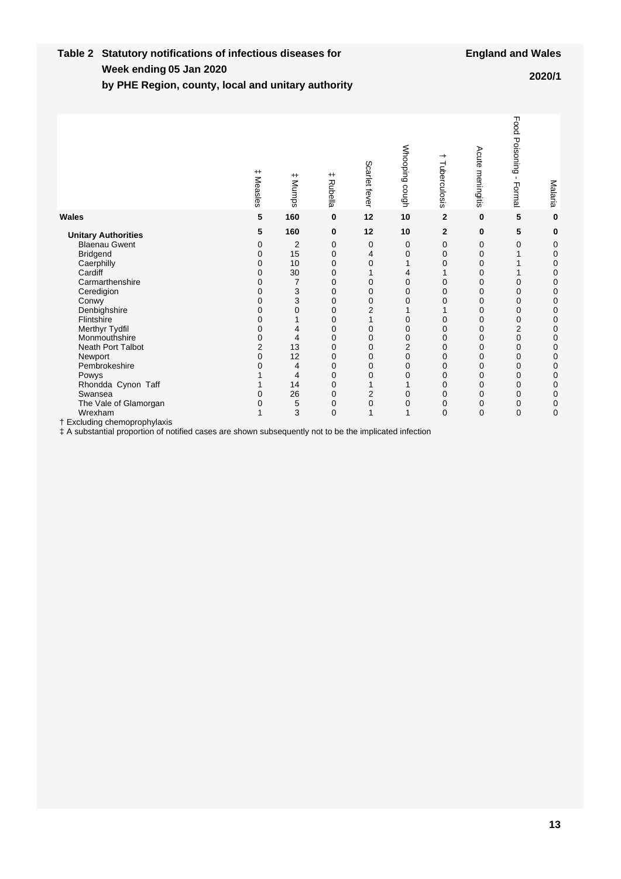**Table 2 Statutory notifications of infectious diseases for Week ending 05 Jan 2020 by PHE Region, county, local and unitary authority**

**England and Wales**

**2020/1**

| | ‡ Measles | ‡ Mumps | ‡ Rubella | Scarlet fever | Whooping cough | † Tuberculosis | Acute meningitis | Food Poisoning - Formal | Malaria |
|---|---|---|---|---|---|---|---|---|---|
| **Wales** | **5** | **160** | **0** | **12** | **10** | **2** | **0** | **5** | **0** |
| **Unitary Authorities** | **5** | **160** | **0** | **12** | **10** | **2** | **0** | **5** | **0** |
| Blaenau Gwent | 0 | 2 | 0 | 0 | 0 | 0 | 0 | 0 | 0 |
| Bridgend | 0 | 15 | 0 | 4 | 0 | 0 | 0 | 1 | 0 |
| Caerphilly | 0 | 10 | 0 | 0 | 1 | 0 | 0 | 1 | 0 |
| Cardiff | 0 | 30 | 0 | 1 | 4 | 1 | 0 | 1 | 0 |
| Carmarthenshire | 0 | 7 | 0 | 0 | 0 | 0 | 0 | 0 | 0 |
| Ceredigion | 0 | 3 | 0 | 0 | 0 | 0 | 0 | 0 | 0 |
| Conwy | 0 | 3 | 0 | 0 | 0 | 0 | 0 | 0 | 0 |
| Denbighshire | 0 | 0 | 0 | 2 | 1 | 1 | 0 | 0 | 0 |
| Flintshire | 0 | 1 | 0 | 1 | 0 | 0 | 0 | 0 | 0 |
| Merthyr Tydfil | 0 | 4 | 0 | 0 | 0 | 0 | 0 | 2 | 0 |
| Monmouthshire | 0 | 4 | 0 | 0 | 0 | 0 | 0 | 0 | 0 |
| Neath Port Talbot | 2 | 13 | 0 | 0 | 2 | 0 | 0 | 0 | 0 |
| Newport | 0 | 12 | 0 | 0 | 0 | 0 | 0 | 0 | 0 |
| Pembrokeshire | 0 | 4 | 0 | 0 | 0 | 0 | 0 | 0 | 0 |
| Powys | 1 | 4 | 0 | 0 | 0 | 0 | 0 | 0 | 0 |
| Rhondda Cynon Taff | 1 | 14 | 0 | 1 | 1 | 0 | 0 | 0 | 0 |
| Swansea | 0 | 26 | 0 | 2 | 0 | 0 | 0 | 0 | 0 |
| The Vale of Glamorgan | 0 | 5 | 0 | 0 | 0 | 0 | 0 | 0 | 0 |
| Wrexham | 1 | 3 | 0 | 1 | 1 | 0 | 0 | 0 | 0 |

† Excluding chemoprophylaxis

‡ A substantial proportion of notified cases are shown subsequently not to be the implicated infection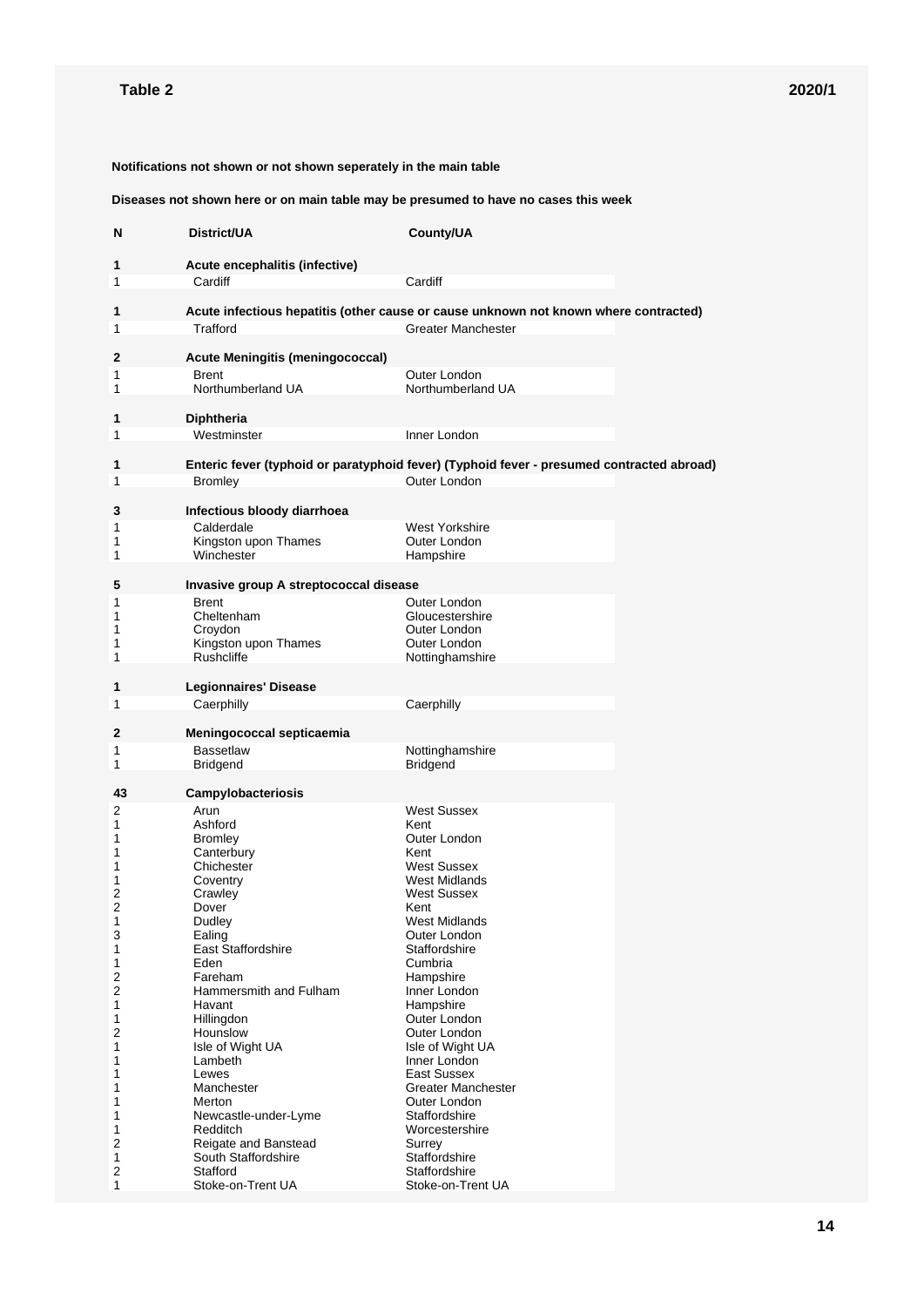**Table 2** **2020/1**

**Notifications not shown or not shown seperately in the main table**

**Diseases not shown here or on main table may be presumed to have no cases this week**

| N | District/UA | County/UA |
|---|---|---|
| **1** | **Acute encephalitis (infective)** | |
| 1 | Cardiff | Cardiff |
| **1** | **Acute infectious hepatitis (other cause or cause unknown not known where contracted)** | |
| 1 | Trafford | Greater Manchester |
| **2** | **Acute Meningitis (meningococcal)** | |
| 1 | Brent | Outer London |
| 1 | Northumberland UA | Northumberland UA |
| **1** | **Diphtheria** | |
| 1 | Westminster | Inner London |
| **1** | **Enteric fever (typhoid or paratyphoid fever) (Typhoid fever - presumed contracted abroad)** | |
| 1 | Bromley | Outer London |
| **3** | **Infectious bloody diarrhoea** | |
| 1 | Calderdale | West Yorkshire |
| 1 | Kingston upon Thames | Outer London |
| 1 | Winchester | Hampshire |
| **5** | **Invasive group A streptococcal disease** | |
| 1 | Brent | Outer London |
| 1 | Cheltenham | Gloucestershire |
| 1 | Croydon | Outer London |
| 1 | Kingston upon Thames | Outer London |
| 1 | Rushcliffe | Nottinghamshire |
| **1** | **Legionnaires' Disease** | |
| 1 | Caerphilly | Caerphilly |
| **2** | **Meningococcal septicaemia** | |
| 1 | Bassetlaw | Nottinghamshire |
| 1 | Bridgend | Bridgend |
| **43** | **Campylobacteriosis** | |
| 2 | Arun | West Sussex |
| 1 | Ashford | Kent |
| 1 | Bromley | Outer London |
| 1 | Canterbury | Kent |
| 1 | Chichester | West Sussex |
| 1 | Coventry | West Midlands |
| 2 | Crawley | West Sussex |
| 2 | Dover | Kent |
| 1 | Dudley | West Midlands |
| 3 | Ealing | Outer London |
| 1 | East Staffordshire | Staffordshire |
| 1 | Eden | Cumbria |
| 2 | Fareham | Hampshire |
| 2 | Hammersmith and Fulham | Inner London |
| 1 | Havant | Hampshire |
| 1 | Hillingdon | Outer London |
| 2 | Hounslow | Outer London |
| 1 | Isle of Wight UA | Isle of Wight UA |
| 1 | Lambeth | Inner London |
| 1 | Lewes | East Sussex |
| 1 | Manchester | Greater Manchester |
| 1 | Merton | Outer London |
| 1 | Newcastle-under-Lyme | Staffordshire |
| 1 | Redditch | Worcestershire |
| 2 | Reigate and Banstead | Surrey |
| 1 | South Staffordshire | Staffordshire |
| 2 | Stafford | Staffordshire |
| 1 | Stoke-on-Trent UA | Stoke-on-Trent UA |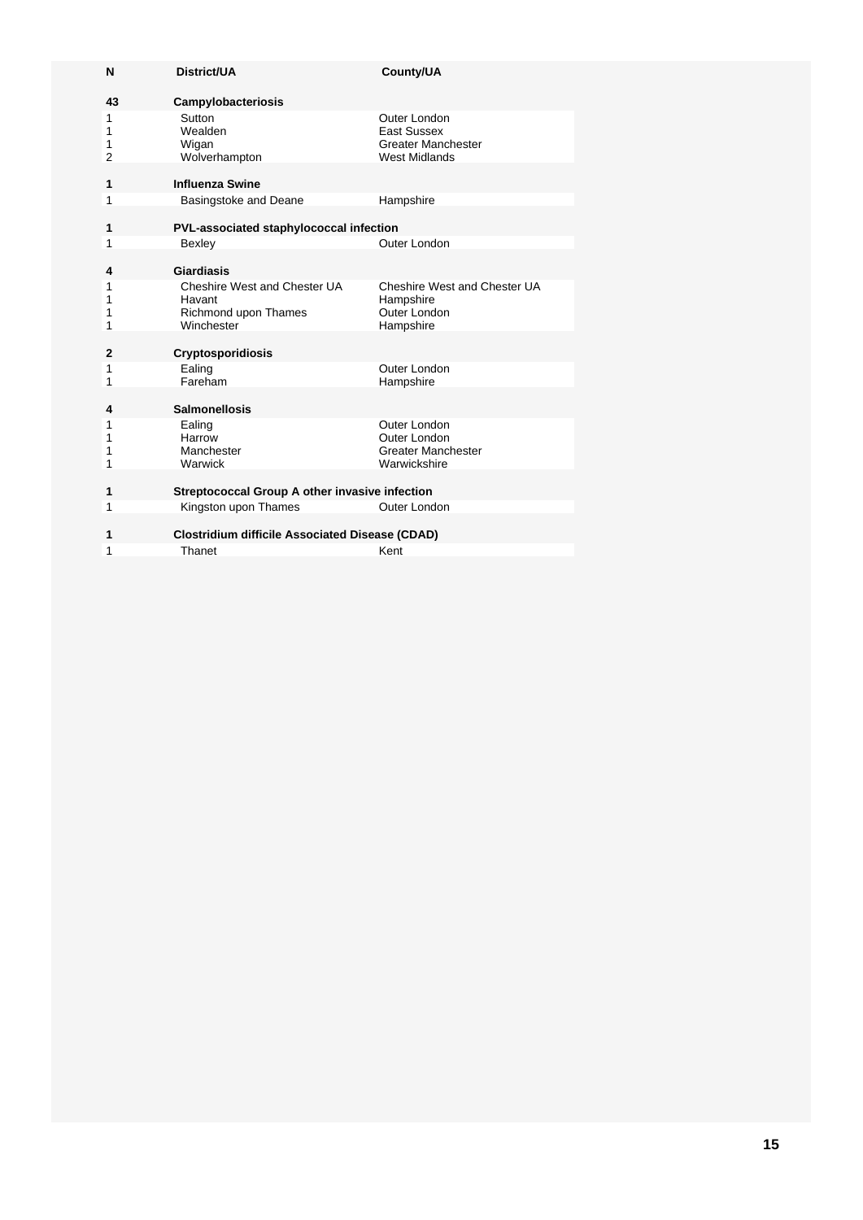| N | District/UA | County/UA |
|---|---|---|
| **43** | **Campylobacteriosis** | |
| 1 | Sutton | Outer London |
| 1 | Wealden | East Sussex |
| 1 | Wigan | Greater Manchester |
| 2 | Wolverhampton | West Midlands |
| **1** | **Influenza Swine** | |
| 1 | Basingstoke and Deane | Hampshire |
| **1** | **PVL-associated staphylococcal infection** | |
| 1 | Bexley | Outer London |
| **4** | **Giardiasis** | |
| 1 | Cheshire West and Chester UA | Cheshire West and Chester UA |
| 1 | Havant | Hampshire |
| 1 | Richmond upon Thames | Outer London |
| 1 | Winchester | Hampshire |
| **2** | **Cryptosporidiosis** | |
| 1 | Ealing | Outer London |
| 1 | Fareham | Hampshire |
| **4** | **Salmonellosis** | |
| 1 | Ealing | Outer London |
| 1 | Harrow | Outer London |
| 1 | Manchester | Greater Manchester |
| 1 | Warwick | Warwickshire |
| **1** | **Streptococcal Group A other invasive infection** | |
| 1 | Kingston upon Thames | Outer London |
| **1** | **Clostridium difficile Associated Disease (CDAD)** | |
| 1 | Thanet | Kent |